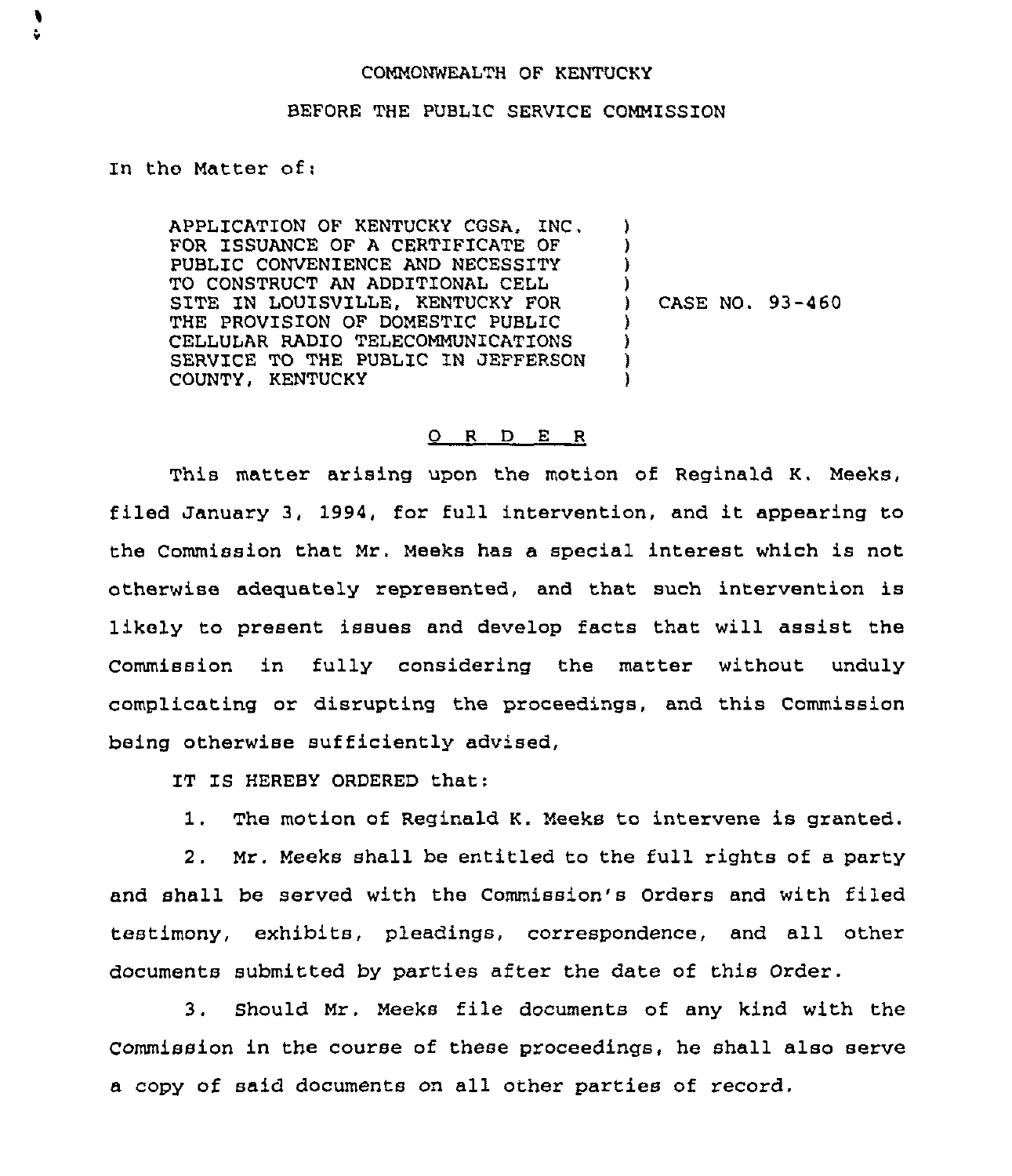COMMONWEALTH OF KENTUCKY

BEFORE THE PUBLIC SERVICE COMMISSION

In the Matter of:

| | | |
|---|---|---|
| APPLICATION OF KENTUCKY CGSA, INC. FOR ISSUANCE OF A CERTIFICATE OF PUBLIC CONVENIENCE AND NECESSITY TO CONSTRUCT AN ADDITIONAL CELL SITE IN LOUISVILLE, KENTUCKY FOR THE PROVISION OF DOMESTIC PUBLIC CELLULAR RADIO TELECOMMUNICATIONS SERVICE TO THE PUBLIC IN JEFFERSON COUNTY, KENTUCKY | ) | CASE NO. 93-460 |

## O R D E R

This matter arising upon the motion of Reginald K. Meeks, filed January 3, 1994, for full intervention, and it appearing to the Commission that Mr. Meeks has a special interest which is not otherwise adequately represented, and that such intervention is likely to present issues and develop facts that will assist the Commission in fully considering the matter without unduly complicating or disrupting the proceedings, and this Commission being otherwise sufficiently advised,

IT IS HEREBY ORDERED that:

1. The motion of Reginald K. Meeks to intervene is granted.

2. Mr. Meeks shall be entitled to the full rights of a party and shall be served with the Commission's Orders and with filed testimony, exhibits, pleadings, correspondence, and all other documents submitted by parties after the date of this Order.

3. Should Mr. Meeks file documents of any kind with the Commission in the course of these proceedings, he shall also serve a copy of said documents on all other parties of record.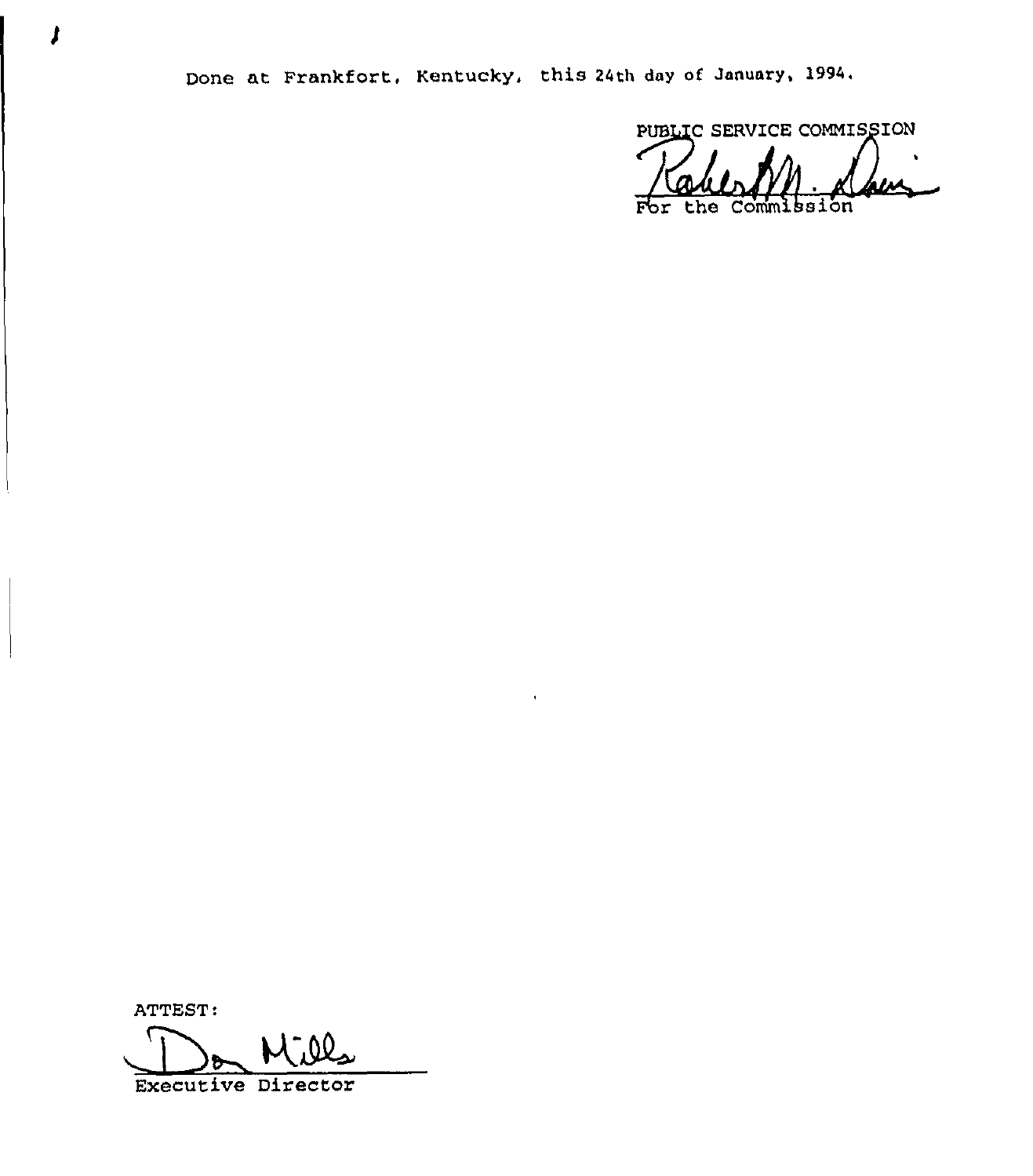Done at Frankfort, Kentucky, this 24th day of January, 1994.

PUBLIC SERVICE COMMISSION

For the Commission

ATTEST:

Executive Director